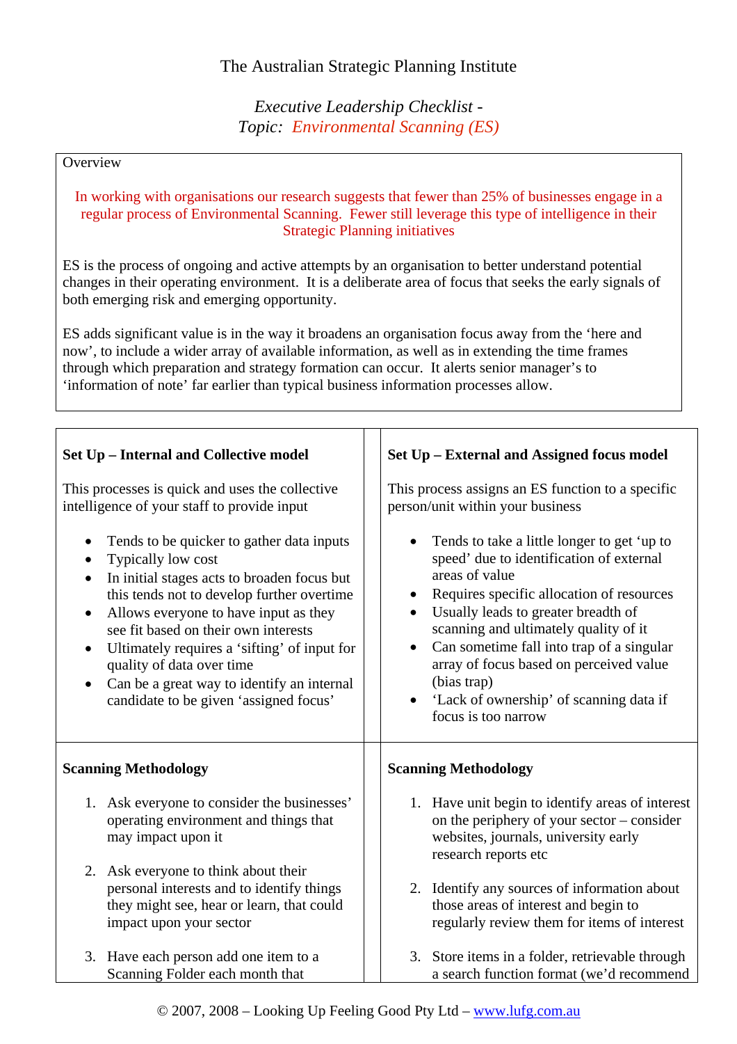The Australian Strategic Planning Institute

*Executive Leadership Checklist -*
*Topic: Environmental Scanning (ES)*

## Overview

In working with organisations our research suggests that fewer than 25% of businesses engage in a regular process of Environmental Scanning. Fewer still leverage this type of intelligence in their Strategic Planning initiatives

ES is the process of ongoing and active attempts by an organisation to better understand potential changes in their operating environment. It is a deliberate area of focus that seeks the early signals of both emerging risk and emerging opportunity.

ES adds significant value is in the way it broadens an organisation focus away from the 'here and now', to include a wider array of available information, as well as in extending the time frames through which preparation and strategy formation can occur. It alerts senior manager's to 'information of note' far earlier than typical business information processes allow.

### Set Up – Internal and Collective model

This processes is quick and uses the collective intelligence of your staff to provide input

- Tends to be quicker to gather data inputs
- Typically low cost
- In initial stages acts to broaden focus but this tends not to develop further overtime
- Allows everyone to have input as they see fit based on their own interests
- Ultimately requires a 'sifting' of input for quality of data over time
- Can be a great way to identify an internal candidate to be given 'assigned focus'

### Scanning Methodology

1. Ask everyone to consider the businesses' operating environment and things that may impact upon it

2. Ask everyone to think about their personal interests and to identify things they might see, hear or learn, that could impact upon your sector

3. Have each person add one item to a Scanning Folder each month that

### Set Up – External and Assigned focus model

This process assigns an ES function to a specific person/unit within your business

- Tends to take a little longer to get 'up to speed' due to identification of external areas of value
- Requires specific allocation of resources
- Usually leads to greater breadth of scanning and ultimately quality of it
- Can sometime fall into trap of a singular array of focus based on perceived value (bias trap)
- 'Lack of ownership' of scanning data if focus is too narrow

### Scanning Methodology

1. Have unit begin to identify areas of interest on the periphery of your sector – consider websites, journals, university early research reports etc

2. Identify any sources of information about those areas of interest and begin to regularly review them for items of interest

3. Store items in a folder, retrievable through a search function format (we'd recommend

© 2007, 2008 – Looking Up Feeling Good Pty Ltd – www.lufg.com.au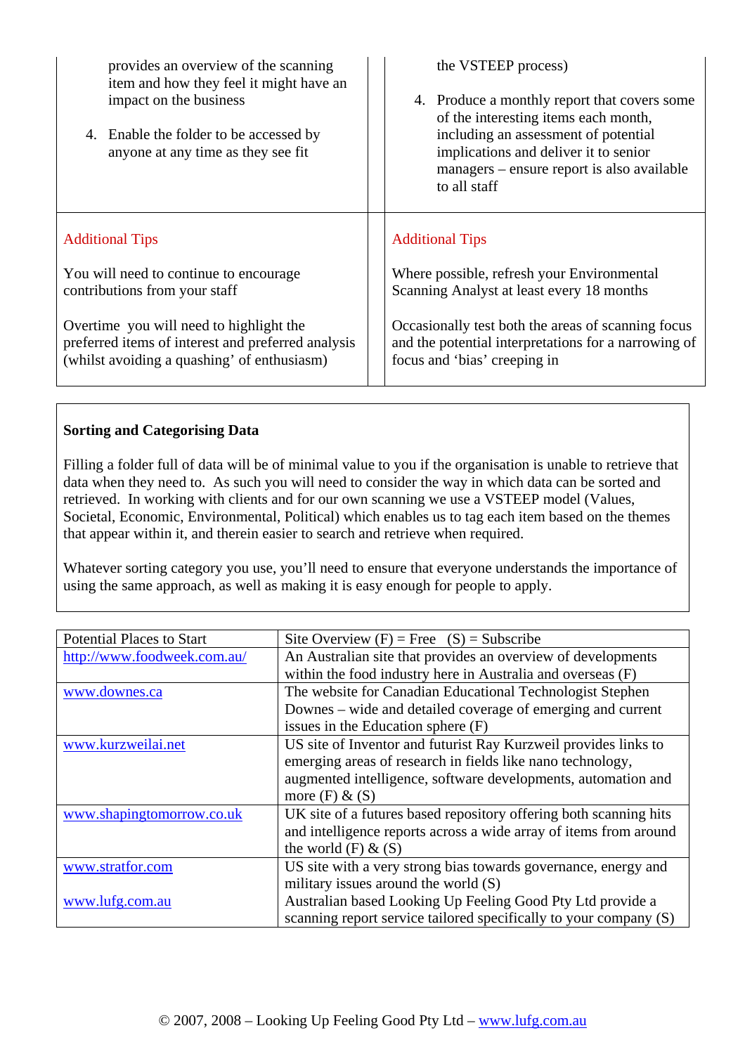| | |
|---|---|
| provides an overview of the scanning item and how they feel it might have an impact on the business<br><br>4. Enable the folder to be accessed by anyone at any time as they see fit | the VSTEEP process)<br><br>4. Produce a monthly report that covers some of the interesting items each month, including an assessment of potential implications and deliver it to senior managers – ensure report is also available to all staff |
| Additional Tips<br><br>You will need to continue to encourage contributions from your staff<br><br>Overtime you will need to highlight the preferred items of interest and preferred analysis (whilst avoiding a quashing' of enthusiasm) | Additional Tips<br><br>Where possible, refresh your Environmental Scanning Analyst at least every 18 months<br><br>Occasionally test both the areas of scanning focus and the potential interpretations for a narrowing of focus and 'bias' creeping in |

**Sorting and Categorising Data**

Filling a folder full of data will be of minimal value to you if the organisation is unable to retrieve that data when they need to. As such you will need to consider the way in which data can be sorted and retrieved. In working with clients and for our own scanning we use a VSTEEP model (Values, Societal, Economic, Environmental, Political) which enables us to tag each item based on the themes that appear within it, and therein easier to search and retrieve when required.

Whatever sorting category you use, you'll need to ensure that everyone understands the importance of using the same approach, as well as making it is easy enough for people to apply.

| Potential Places to Start | Site Overview (F) = Free (S) = Subscribe |
|---|---|
| http://www.foodweek.com.au/ | An Australian site that provides an overview of developments within the food industry here in Australia and overseas (F) |
| www.downes.ca | The website for Canadian Educational Technologist Stephen Downes – wide and detailed coverage of emerging and current issues in the Education sphere (F) |
| www.kurzweilai.net | US site of Inventor and futurist Ray Kurzweil provides links to emerging areas of research in fields like nano technology, augmented intelligence, software developments, automation and more (F) & (S) |
| www.shapingtomorrow.co.uk | UK site of a futures based repository offering both scanning hits and intelligence reports across a wide array of items from around the world (F) & (S) |
| www.stratfor.com | US site with a very strong bias towards governance, energy and military issues around the world (S) |
| www.lufg.com.au | Australian based Looking Up Feeling Good Pty Ltd provide a scanning report service tailored specifically to your company (S) |

© 2007, 2008 – Looking Up Feeling Good Pty Ltd – www.lufg.com.au